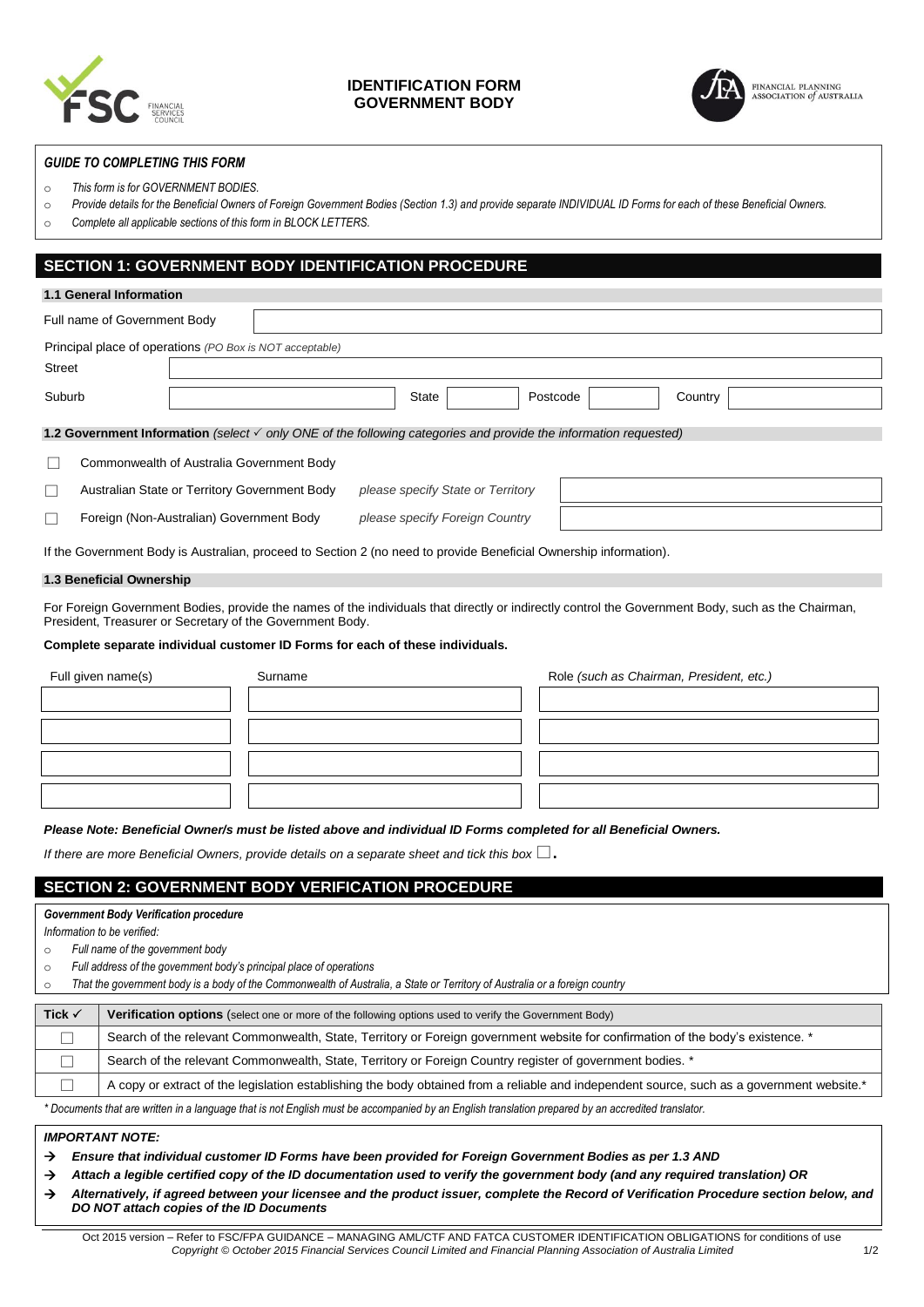# IDENTIFICATION FORM
# GOVERNMENT BODY

FINANCIAL PLANNING ASSOCIATION *of* AUSTRALIA

***GUIDE TO COMPLETING THIS FORM***

- *This form is for GOVERNMENT BODIES.*
- *Provide details for the Beneficial Owners of Foreign Government Bodies (Section 1.3) and provide separate INDIVIDUAL ID Forms for each of these Beneficial Owners.*
- *Complete all applicable sections of this form in BLOCK LETTERS.*

## SECTION 1: GOVERNMENT BODY IDENTIFICATION PROCEDURE

### 1.1 General Information

Full name of Government Body

Principal place of operations *(PO Box is NOT acceptable)*

| Street | | | | | | |
|---|---|---|---|---|---|---|
| Suburb | | State | | Postcode | | Country |

**1.2 Government Information** *(select ✓ only ONE of the following categories and provide the information requested)*

☐ Commonwealth of Australia Government Body

☐ Australian State or Territory Government Body *please specify State or Territory*

☐ Foreign (Non-Australian) Government Body *please specify Foreign Country*

If the Government Body is Australian, proceed to Section 2 (no need to provide Beneficial Ownership information).

### 1.3 Beneficial Ownership

For Foreign Government Bodies, provide the names of the individuals that directly or indirectly control the Government Body, such as the Chairman, President, Treasurer or Secretary of the Government Body.

**Complete separate individual customer ID Forms for each of these individuals.**

| Full given name(s) | Surname | Role *(such as Chairman, President, etc.)* |
|---|---|---|
| | | |
| | | |
| | | |
| | | |

***Please Note: Beneficial Owner/s must be listed above and individual ID Forms completed for all Beneficial Owners.***

*If there are more Beneficial Owners, provide details on a separate sheet and tick this box* ☐.

## SECTION 2: GOVERNMENT BODY VERIFICATION PROCEDURE

***Government Body Verification procedure***

*Information to be verified:*

- *Full name of the government body*
- *Full address of the government body's principal place of operations*
- *That the government body is a body of the Commonwealth of Australia, a State or Territory of Australia or a foreign country*

| Tick ✓ | **Verification options** (select one or more of the following options used to verify the Government Body) |
|---|---|
| ☐ | Search of the relevant Commonwealth, State, Territory or Foreign government website for confirmation of the body's existence. * |
| ☐ | Search of the relevant Commonwealth, State, Territory or Foreign Country register of government bodies. * |
| ☐ | A copy or extract of the legislation establishing the body obtained from a reliable and independent source, such as a government website.* |

*\* Documents that are written in a language that is not English must be accompanied by an English translation prepared by an accredited translator.*

***IMPORTANT NOTE:***

- → ***Ensure that individual customer ID Forms have been provided for Foreign Government Bodies as per 1.3 AND***
- → ***Attach a legible certified copy of the ID documentation used to verify the government body (and any required translation) OR***
- → ***Alternatively, if agreed between your licensee and the product issuer, complete the Record of Verification Procedure section below, and DO NOT attach copies of the ID Documents***

Oct 2015 version – Refer to FSC/FPA GUIDANCE – MANAGING AML/CTF AND FATCA CUSTOMER IDENTIFICATION OBLIGATIONS for conditions of use
*Copyright © October 2015 Financial Services Council Limited and Financial Planning Association of Australia Limited*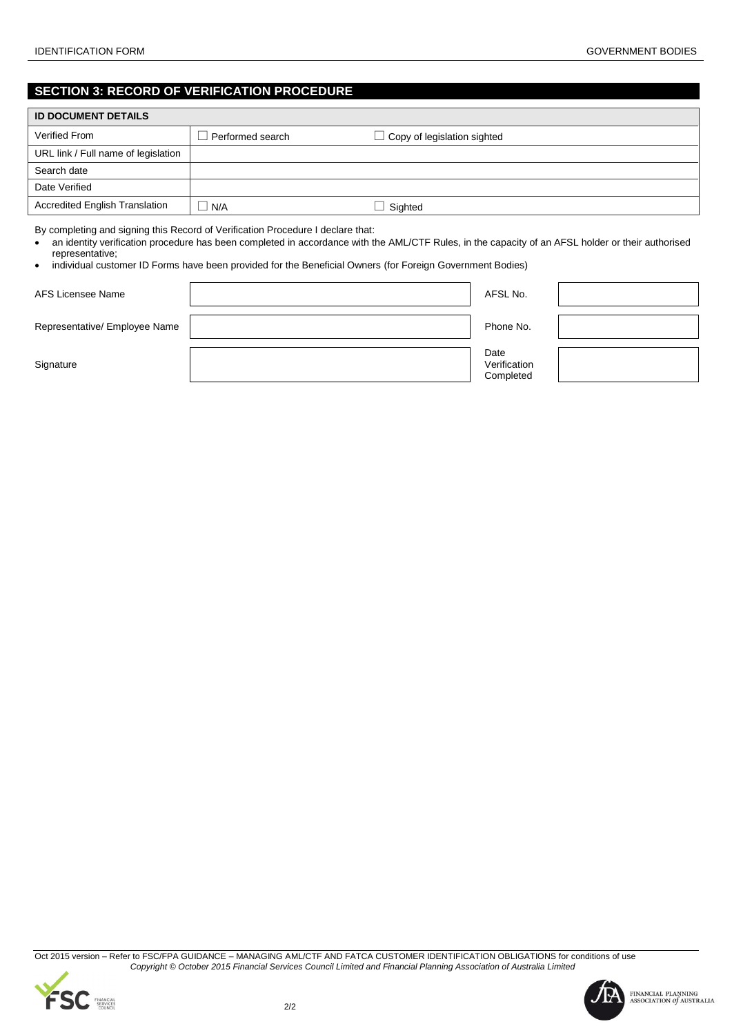## SECTION 3: RECORD OF VERIFICATION PROCEDURE

| ID DOCUMENT DETAILS | | |
|---|---|---|
| Verified From | ☐ Performed search | ☐ Copy of legislation sighted |
| URL link / Full name of legislation | | |
| Search date | | |
| Date Verified | | |
| Accredited English Translation | ☐ N/A | ☐ Sighted |

By completing and signing this Record of Verification Procedure I declare that:

- an identity verification procedure has been completed in accordance with the AML/CTF Rules, in the capacity of an AFSL holder or their authorised representative;
- individual customer ID Forms have been provided for the Beneficial Owners (for Foreign Government Bodies)

| | | | |
|---|---|---|---|
| AFS Licensee Name | | AFSL No. | |
| Representative/ Employee Name | | Phone No. | |
| Signature | | Date Verification Completed | |

Oct 2015 version – Refer to FSC/FPA GUIDANCE – MANAGING AML/CTF AND FATCA CUSTOMER IDENTIFICATION OBLIGATIONS for conditions of use

*Copyright © October 2015 Financial Services Council Limited and Financial Planning Association of Australia Limited*